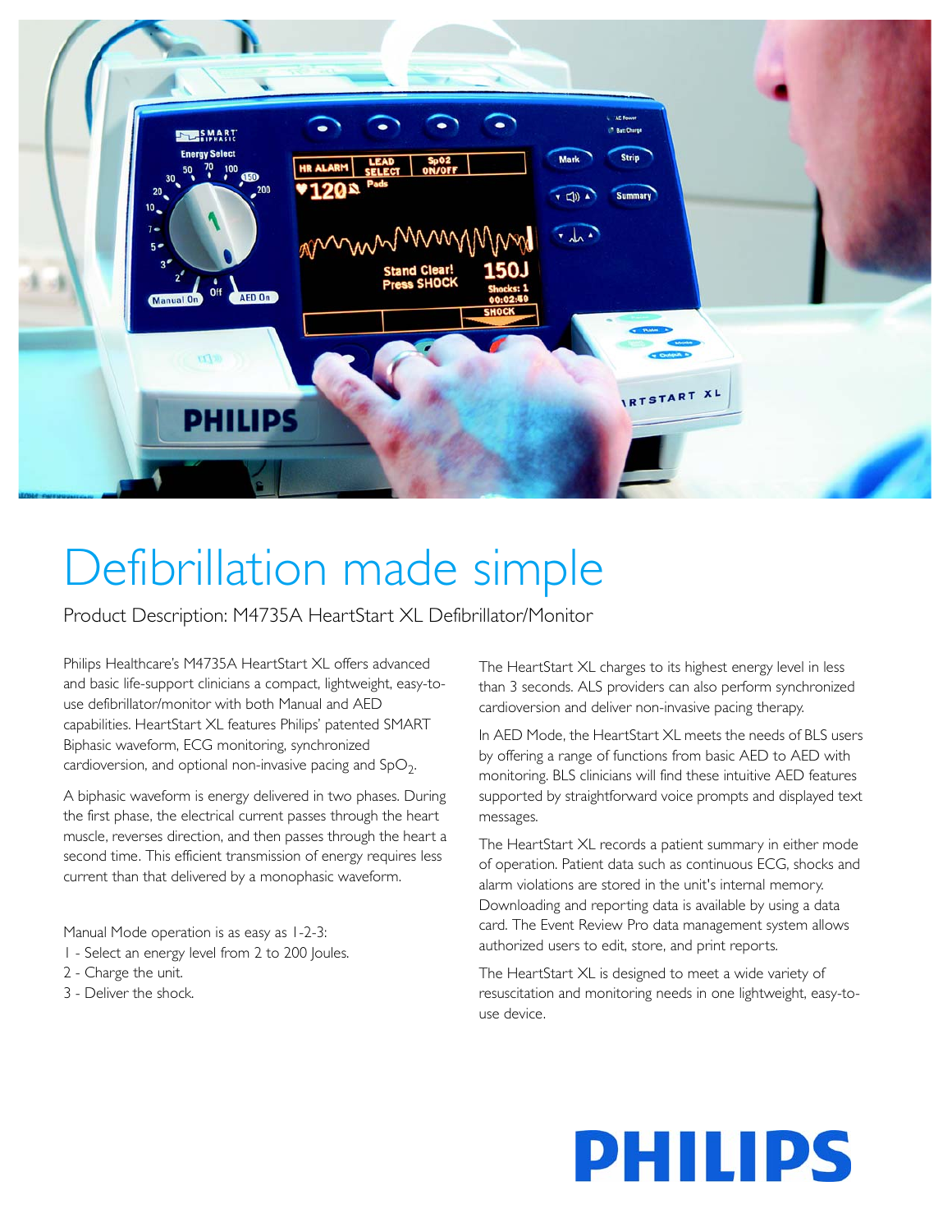# Defibrillation made simple

## Product Description: M4735A HeartStart XL Defibrillator/Monitor

Philips Healthcare's M4735A HeartStart XL offers advanced and basic life-support clinicians a compact, lightweight, easy-to-use defibrillator/monitor with both Manual and AED capabilities. HeartStart XL features Philips' patented SMART Biphasic waveform, ECG monitoring, synchronized cardioversion, and optional non-invasive pacing and $SpO_2$.

A biphasic waveform is energy delivered in two phases. During the first phase, the electrical current passes through the heart muscle, reverses direction, and then passes through the heart a second time. This efficient transmission of energy requires less current than that delivered by a monophasic waveform.

Manual Mode operation is as easy as 1-2-3:

1 - Select an energy level from 2 to 200 Joules.
2 - Charge the unit.
3 - Deliver the shock.

The HeartStart XL charges to its highest energy level in less than 3 seconds. ALS providers can also perform synchronized cardioversion and deliver non-invasive pacing therapy.

In AED Mode, the HeartStart XL meets the needs of BLS users by offering a range of functions from basic AED to AED with monitoring. BLS clinicians will find these intuitive AED features supported by straightforward voice prompts and displayed text messages.

The HeartStart XL records a patient summary in either mode of operation. Patient data such as continuous ECG, shocks and alarm violations are stored in the unit's internal memory. Downloading and reporting data is available by using a data card. The Event Review Pro data management system allows authorized users to edit, store, and print reports.

The HeartStart XL is designed to meet a wide variety of resuscitation and monitoring needs in one lightweight, easy-to-use device.

PHILIPS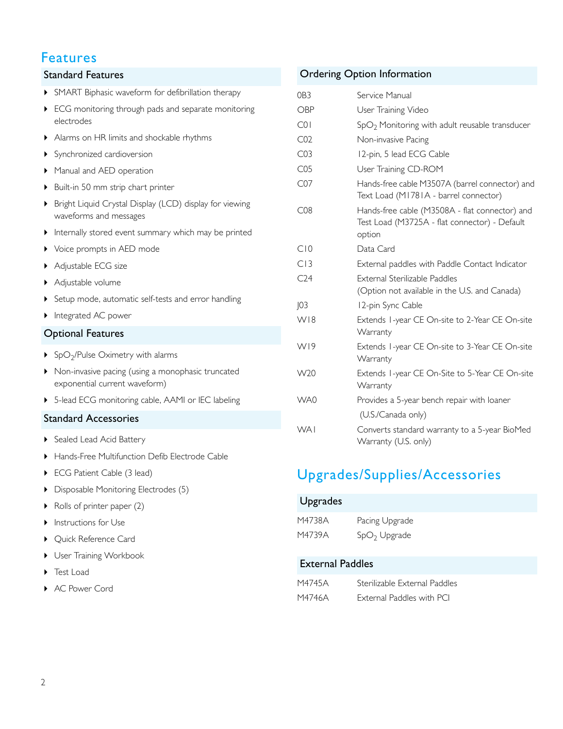# Features

## Standard Features

- SMART Biphasic waveform for defibrillation therapy
- ECG monitoring through pads and separate monitoring electrodes
- Alarms on HR limits and shockable rhythms
- Synchronized cardioversion
- Manual and AED operation
- Built-in 50 mm strip chart printer
- Bright Liquid Crystal Display (LCD) display for viewing waveforms and messages
- Internally stored event summary which may be printed
- Voice prompts in AED mode
- Adjustable ECG size
- Adjustable volume
- Setup mode, automatic self-tests and error handling
- Integrated AC power

## Optional Features

- $SpO_2$/Pulse Oximetry with alarms
- Non-invasive pacing (using a monophasic truncated exponential current waveform)
- 5-lead ECG monitoring cable, AAMI or IEC labeling

## Standard Accessories

- Sealed Lead Acid Battery
- Hands-Free Multifunction Defib Electrode Cable
- ECG Patient Cable (3 lead)
- Disposable Monitoring Electrodes (5)
- Rolls of printer paper (2)
- Instructions for Use
- Quick Reference Card
- User Training Workbook
- Test Load
- AC Power Cord

## Ordering Option Information

| | |
|---|---|
| 0B3 | Service Manual |
| OBP | User Training Video |
| C01 | $SpO_2$ Monitoring with adult reusable transducer |
| C02 | Non-invasive Pacing |
| C03 | 12-pin, 5 lead ECG Cable |
| C05 | User Training CD-ROM |
| C07 | Hands-free cable M3507A (barrel connector) and Text Load (M1781A - barrel connector) |
| C08 | Hands-free cable (M3508A - flat connector) and Test Load (M3725A - flat connector) - Default option |
| C10 | Data Card |
| C13 | External paddles with Paddle Contact Indicator |
| C24 | External Sterilizable Paddles (Option not available in the U.S. and Canada) |
| J03 | 12-pin Sync Cable |
| W18 | Extends 1-year CE On-site to 2-Year CE On-site Warranty |
| W19 | Extends 1-year CE On-site to 3-Year CE On-site Warranty |
| W20 | Extends 1-year CE On-Site to 5-Year CE On-site Warranty |
| WA0 | Provides a 5-year bench repair with loaner (U.S./Canada only) |
| WA1 | Converts standard warranty to a 5-year BioMed Warranty (U.S. only) |

# Upgrades/Supplies/Accessories

## Upgrades

| | |
|---|---|
| M4738A | Pacing Upgrade |
| M4739A | $SpO_2$ Upgrade |

## External Paddles

| | |
|---|---|
| M4745A | Sterilizable External Paddles |
| M4746A | External Paddles with PCI |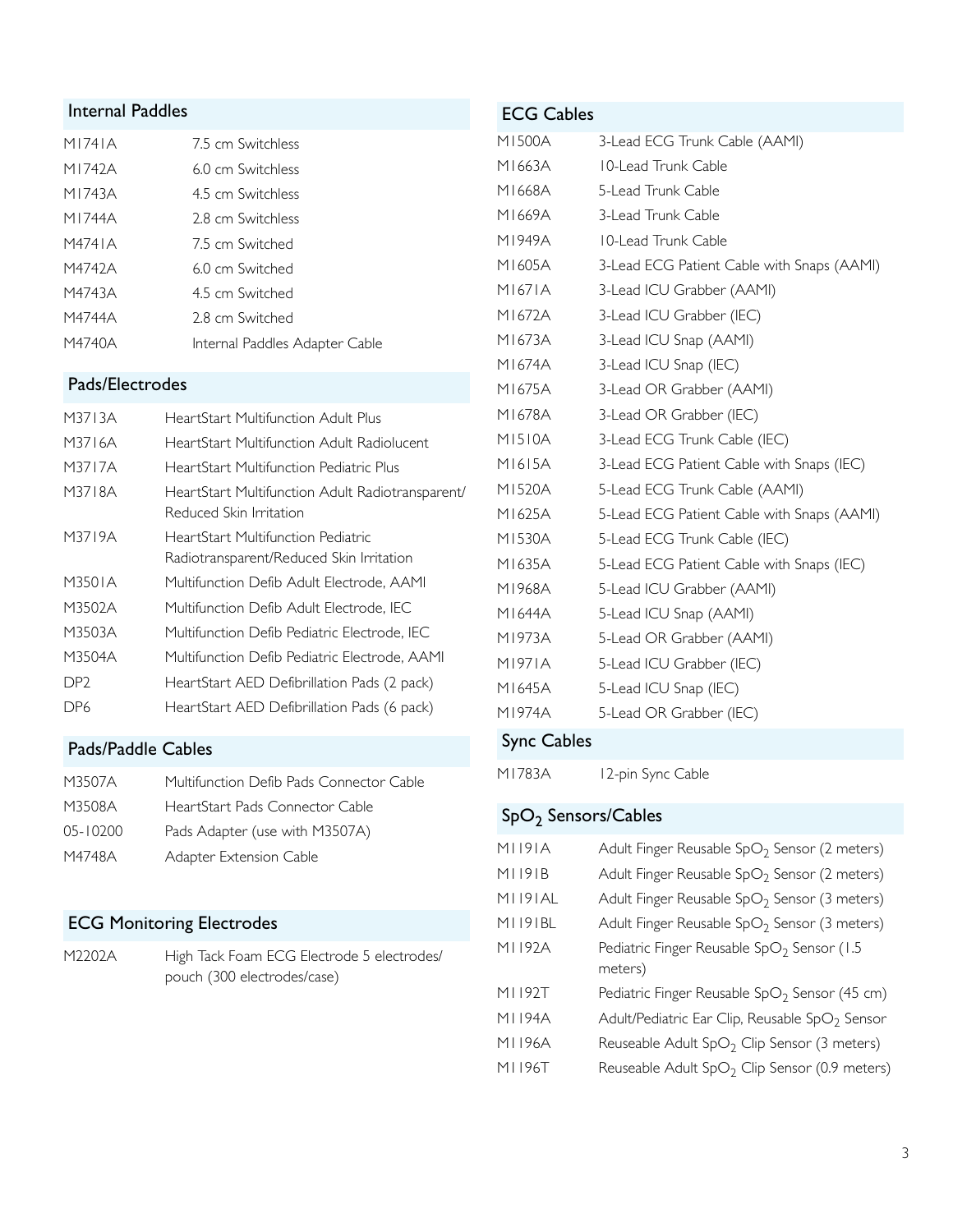## Internal Paddles

| | |
|---|---|
| M1741A | 7.5 cm Switchless |
| M1742A | 6.0 cm Switchless |
| M1743A | 4.5 cm Switchless |
| M1744A | 2.8 cm Switchless |
| M4741A | 7.5 cm Switched |
| M4742A | 6.0 cm Switched |
| M4743A | 4.5 cm Switched |
| M4744A | 2.8 cm Switched |
| M4740A | Internal Paddles Adapter Cable |

## Pads/Electrodes

| | |
|---|---|
| M3713A | HeartStart Multifunction Adult Plus |
| M3716A | HeartStart Multifunction Adult Radiolucent |
| M3717A | HeartStart Multifunction Pediatric Plus |
| M3718A | HeartStart Multifunction Adult Radiotransparent/ Reduced Skin Irritation |
| M3719A | HeartStart Multifunction Pediatric Radiotransparent/Reduced Skin Irritation |
| M3501A | Multifunction Defib Adult Electrode, AAMI |
| M3502A | Multifunction Defib Adult Electrode, IEC |
| M3503A | Multifunction Defib Pediatric Electrode, IEC |
| M3504A | Multifunction Defib Pediatric Electrode, AAMI |
| DP2 | HeartStart AED Defibrillation Pads (2 pack) |
| DP6 | HeartStart AED Defibrillation Pads (6 pack) |

## Pads/Paddle Cables

| | |
|---|---|
| M3507A | Multifunction Defib Pads Connector Cable |
| M3508A | HeartStart Pads Connector Cable |
| 05-10200 | Pads Adapter (use with M3507A) |
| M4748A | Adapter Extension Cable |

## ECG Monitoring Electrodes

| | |
|---|---|
| M2202A | High Tack Foam ECG Electrode 5 electrodes/ pouch (300 electrodes/case) |

## ECG Cables

| | |
|---|---|
| M1500A | 3-Lead ECG Trunk Cable (AAMI) |
| M1663A | 10-Lead Trunk Cable |
| M1668A | 5-Lead Trunk Cable |
| M1669A | 3-Lead Trunk Cable |
| M1949A | 10-Lead Trunk Cable |
| M1605A | 3-Lead ECG Patient Cable with Snaps (AAMI) |
| M1671A | 3-Lead ICU Grabber (AAMI) |
| M1672A | 3-Lead ICU Grabber (IEC) |
| M1673A | 3-Lead ICU Snap (AAMI) |
| M1674A | 3-Lead ICU Snap (IEC) |
| M1675A | 3-Lead OR Grabber (AAMI) |
| M1678A | 3-Lead OR Grabber (IEC) |
| M1510A | 3-Lead ECG Trunk Cable (IEC) |
| M1615A | 3-Lead ECG Patient Cable with Snaps (IEC) |
| M1520A | 5-Lead ECG Trunk Cable (AAMI) |
| M1625A | 5-Lead ECG Patient Cable with Snaps (AAMI) |
| M1530A | 5-Lead ECG Trunk Cable (IEC) |
| M1635A | 5-Lead ECG Patient Cable with Snaps (IEC) |
| M1968A | 5-Lead ICU Grabber (AAMI) |
| M1644A | 5-Lead ICU Snap (AAMI) |
| M1973A | 5-Lead OR Grabber (AAMI) |
| M1971A | 5-Lead ICU Grabber (IEC) |
| M1645A | 5-Lead ICU Snap (IEC) |
| M1974A | 5-Lead OR Grabber (IEC) |

## Sync Cables

| | |
|---|---|
| M1783A | 12-pin Sync Cable |

## $SpO_2$ Sensors/Cables

| | |
|---|---|
| M1191A | Adult Finger Reusable $SpO_2$ Sensor (2 meters) |
| M1191B | Adult Finger Reusable $SpO_2$ Sensor (2 meters) |
| M1191AL | Adult Finger Reusable $SpO_2$ Sensor (3 meters) |
| M1191BL | Adult Finger Reusable $SpO_2$ Sensor (3 meters) |
| M1192A | Pediatric Finger Reusable $SpO_2$ Sensor (1.5 meters) |
| M1192T | Pediatric Finger Reusable $SpO_2$ Sensor (45 cm) |
| M1194A | Adult/Pediatric Ear Clip, Reusable $SpO_2$ Sensor |
| M1196A | Reuseable Adult $SpO_2$ Clip Sensor (3 meters) |
| M1196T | Reuseable Adult $SpO_2$ Clip Sensor (0.9 meters) |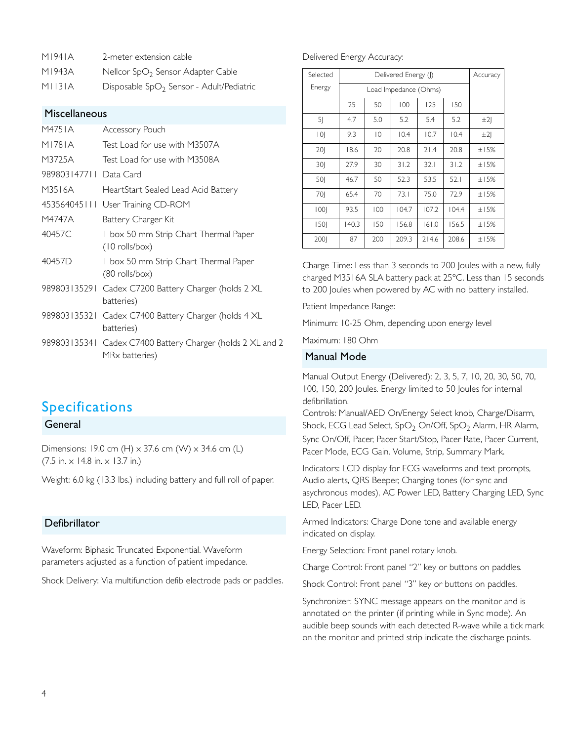| | |
|---|---|
| M1941A | 2-meter extension cable |
| M1943A | Nellcor $SpO_2$ Sensor Adapter Cable |
| M1131A | Disposable $SpO_2$ Sensor - Adult/Pediatric |

### Miscellaneous

| | |
|---|---|
| M4751A | Accessory Pouch |
| M1781A | Test Load for use with M3507A |
| M3725A | Test Load for use with M3508A |
| 989803147711 | Data Card |
| M3516A | HeartStart Sealed Lead Acid Battery |
| 453564045111 | User Training CD-ROM |
| M4747A | Battery Charger Kit |
| 40457C | 1 box 50 mm Strip Chart Thermal Paper (10 rolls/box) |
| 40457D | 1 box 50 mm Strip Chart Thermal Paper (80 rolls/box) |
| 989803135291 | Cadex C7200 Battery Charger (holds 2 XL batteries) |
| 989803135321 | Cadex C7400 Battery Charger (holds 4 XL batteries) |
| 989803135341 | Cadex C7400 Battery Charger (holds 2 XL and 2 MRx batteries) |

## Specifications

### General

Dimensions: 19.0 cm (H) x 37.6 cm (W) x 34.6 cm (L) (7.5 in. x 14.8 in. x 13.7 in.)

Weight: 6.0 kg (13.3 lbs.) including battery and full roll of paper.

### Defibrillator

Waveform: Biphasic Truncated Exponential. Waveform parameters adjusted as a function of patient impedance.

Shock Delivery: Via multifunction defib electrode pads or paddles.

Delivered Energy Accuracy:

| Selected Energy | Delivered Energy (J) Load Impedance (Ohms) | | | | | Accuracy |
|---|---|---|---|---|---|---|
| | 25 | 50 | 100 | 125 | 150 | |
| 5J | 4.7 | 5.0 | 5.2 | 5.4 | 5.2 | ±2J |
| 10J | 9.3 | 10 | 10.4 | 10.7 | 10.4 | ±2J |
| 20J | 18.6 | 20 | 20.8 | 21.4 | 20.8 | ±15% |
| 30J | 27.9 | 30 | 31.2 | 32.1 | 31.2 | ±15% |
| 50J | 46.7 | 50 | 52.3 | 53.5 | 52.1 | ±15% |
| 70J | 65.4 | 70 | 73.1 | 75.0 | 72.9 | ±15% |
| 100J | 93.5 | 100 | 104.7 | 107.2 | 104.4 | ±15% |
| 150J | 140.3 | 150 | 156.8 | 161.0 | 156.5 | ±15% |
| 200J | 187 | 200 | 209.3 | 214.6 | 208.6 | ±15% |

Charge Time: Less than 3 seconds to 200 Joules with a new, fully charged M3516A SLA battery pack at 25°C. Less than 15 seconds to 200 Joules when powered by AC with no battery installed.

Patient Impedance Range:

Minimum: 10-25 Ohm, depending upon energy level

Maximum: 180 Ohm

### Manual Mode

Manual Output Energy (Delivered): 2, 3, 5, 7, 10, 20, 30, 50, 70, 100, 150, 200 Joules. Energy limited to 50 Joules for internal defibrillation.

Controls: Manual/AED On/Energy Select knob, Charge/Disarm, Shock, ECG Lead Select, $SpO_2$ On/Off, $SpO_2$ Alarm, HR Alarm, Sync On/Off, Pacer, Pacer Start/Stop, Pacer Rate, Pacer Current, Pacer Mode, ECG Gain, Volume, Strip, Summary Mark.

Indicators: LCD display for ECG waveforms and text prompts, Audio alerts, QRS Beeper, Charging tones (for sync and asychronous modes), AC Power LED, Battery Charging LED, Sync LED, Pacer LED.

Armed Indicators: Charge Done tone and available energy indicated on display.

Energy Selection: Front panel rotary knob.

Charge Control: Front panel "2" key or buttons on paddles.

Shock Control: Front panel "3" key or buttons on paddles.

Synchronizer: SYNC message appears on the monitor and is annotated on the printer (if printing while in Sync mode). An audible beep sounds with each detected R-wave while a tick mark on the monitor and printed strip indicate the discharge points.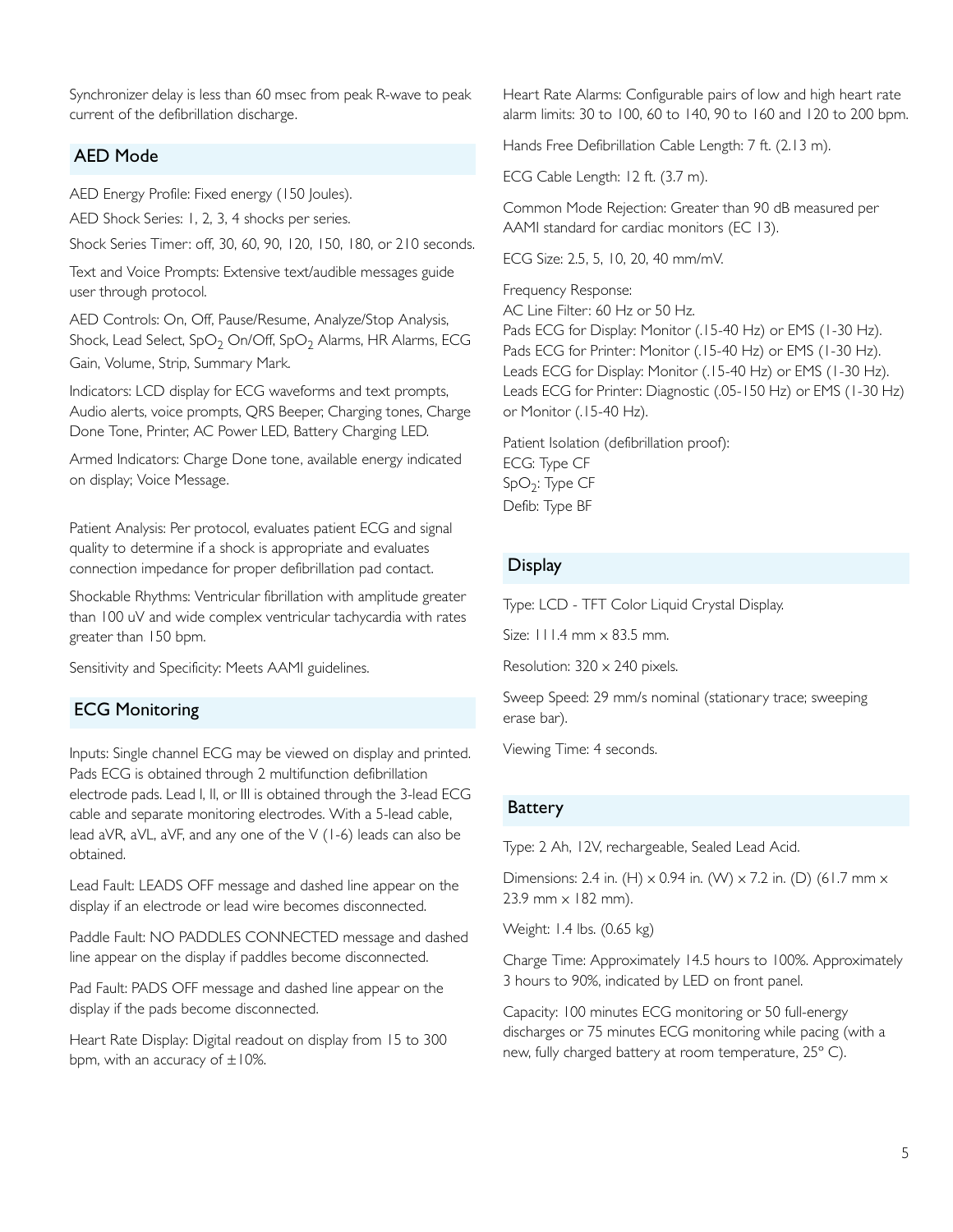Synchronizer delay is less than 60 msec from peak R-wave to peak current of the defibrillation discharge.

## AED Mode

AED Energy Profile: Fixed energy (150 Joules).

AED Shock Series: 1, 2, 3, 4 shocks per series.

Shock Series Timer: off, 30, 60, 90, 120, 150, 180, or 210 seconds.

Text and Voice Prompts: Extensive text/audible messages guide user through protocol.

AED Controls: On, Off, Pause/Resume, Analyze/Stop Analysis, Shock, Lead Select, $SpO_2$ On/Off, $SpO_2$ Alarms, HR Alarms, ECG Gain, Volume, Strip, Summary Mark.

Indicators: LCD display for ECG waveforms and text prompts, Audio alerts, voice prompts, QRS Beeper, Charging tones, Charge Done Tone, Printer, AC Power LED, Battery Charging LED.

Armed Indicators: Charge Done tone, available energy indicated on display; Voice Message.

Patient Analysis: Per protocol, evaluates patient ECG and signal quality to determine if a shock is appropriate and evaluates connection impedance for proper defibrillation pad contact.

Shockable Rhythms: Ventricular fibrillation with amplitude greater than 100 uV and wide complex ventricular tachycardia with rates greater than 150 bpm.

Sensitivity and Specificity: Meets AAMI guidelines.

## ECG Monitoring

Inputs: Single channel ECG may be viewed on display and printed. Pads ECG is obtained through 2 multifunction defibrillation electrode pads. Lead I, II, or III is obtained through the 3-lead ECG cable and separate monitoring electrodes. With a 5-lead cable, lead aVR, aVL, aVF, and any one of the V (1-6) leads can also be obtained.

Lead Fault: LEADS OFF message and dashed line appear on the display if an electrode or lead wire becomes disconnected.

Paddle Fault: NO PADDLES CONNECTED message and dashed line appear on the display if paddles become disconnected.

Pad Fault: PADS OFF message and dashed line appear on the display if the pads become disconnected.

Heart Rate Display: Digital readout on display from 15 to 300 bpm, with an accuracy of ±10%.

Heart Rate Alarms: Configurable pairs of low and high heart rate alarm limits: 30 to 100, 60 to 140, 90 to 160 and 120 to 200 bpm.

Hands Free Defibrillation Cable Length: 7 ft. (2.13 m).

ECG Cable Length: 12 ft. (3.7 m).

Common Mode Rejection: Greater than 90 dB measured per AAMI standard for cardiac monitors (EC 13).

ECG Size: 2.5, 5, 10, 20, 40 mm/mV.

Frequency Response:
AC Line Filter: 60 Hz or 50 Hz.
Pads ECG for Display: Monitor (.15-40 Hz) or EMS (1-30 Hz).
Pads ECG for Printer: Monitor (.15-40 Hz) or EMS (1-30 Hz).
Leads ECG for Display: Monitor (.15-40 Hz) or EMS (1-30 Hz).
Leads ECG for Printer: Diagnostic (.05-150 Hz) or EMS (1-30 Hz) or Monitor (.15-40 Hz).

Patient Isolation (defibrillation proof):
ECG: Type CF
$SpO_2$: Type CF
Defib: Type BF

## Display

Type: LCD - TFT Color Liquid Crystal Display.

Size: 111.4 mm x 83.5 mm.

Resolution: 320 x 240 pixels.

Sweep Speed: 29 mm/s nominal (stationary trace; sweeping erase bar).

Viewing Time: 4 seconds.

## Battery

Type: 2 Ah, 12V, rechargeable, Sealed Lead Acid.

Dimensions: 2.4 in. (H) x 0.94 in. (W) x 7.2 in. (D) (61.7 mm x 23.9 mm x 182 mm).

Weight: 1.4 lbs. (0.65 kg)

Charge Time: Approximately 14.5 hours to 100%. Approximately 3 hours to 90%, indicated by LED on front panel.

Capacity: 100 minutes ECG monitoring or 50 full-energy discharges or 75 minutes ECG monitoring while pacing (with a new, fully charged battery at room temperature, 25° C).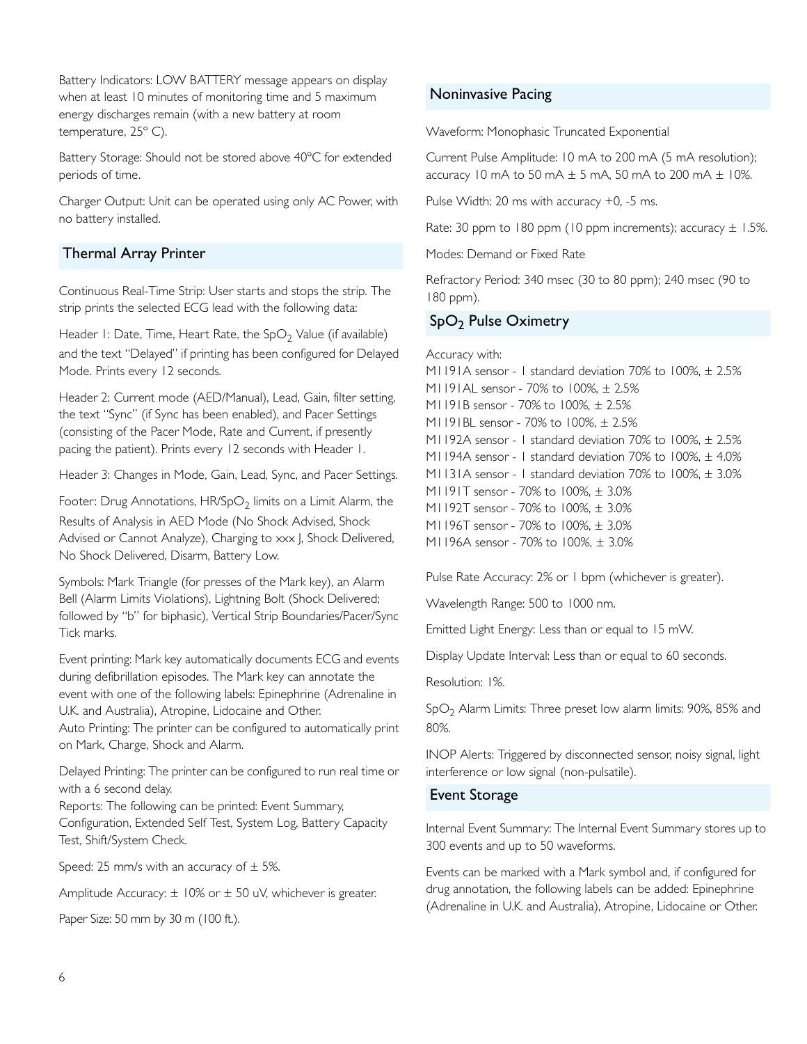Battery Indicators: LOW BATTERY message appears on display when at least 10 minutes of monitoring time and 5 maximum energy discharges remain (with a new battery at room temperature, 25° C).

Battery Storage: Should not be stored above 40°C for extended periods of time.

Charger Output: Unit can be operated using only AC Power, with no battery installed.

## Thermal Array Printer

Continuous Real-Time Strip: User starts and stops the strip. The strip prints the selected ECG lead with the following data:

Header 1: Date, Time, Heart Rate, the $SpO_2$ Value (if available) and the text "Delayed" if printing has been configured for Delayed Mode. Prints every 12 seconds.

Header 2: Current mode (AED/Manual), Lead, Gain, filter setting, the text "Sync" (if Sync has been enabled), and Pacer Settings (consisting of the Pacer Mode, Rate and Current, if presently pacing the patient). Prints every 12 seconds with Header 1.

Header 3: Changes in Mode, Gain, Lead, Sync, and Pacer Settings.

Footer: Drug Annotations, HR/$SpO_2$ limits on a Limit Alarm, the Results of Analysis in AED Mode (No Shock Advised, Shock Advised or Cannot Analyze), Charging to xxx J, Shock Delivered, No Shock Delivered, Disarm, Battery Low.

Symbols: Mark Triangle (for presses of the Mark key), an Alarm Bell (Alarm Limits Violations), Lightning Bolt (Shock Delivered; followed by "b" for biphasic), Vertical Strip Boundaries/Pacer/Sync Tick marks.

Event printing: Mark key automatically documents ECG and events during defibrillation episodes. The Mark key can annotate the event with one of the following labels: Epinephrine (Adrenaline in U.K. and Australia), Atropine, Lidocaine and Other.
Auto Printing: The printer can be configured to automatically print on Mark, Charge, Shock and Alarm.

Delayed Printing: The printer can be configured to run real time or with a 6 second delay.
Reports: The following can be printed: Event Summary, Configuration, Extended Self Test, System Log, Battery Capacity Test, Shift/System Check.

Speed: 25 mm/s with an accuracy of ± 5%.

Amplitude Accuracy: ± 10% or ± 50 uV, whichever is greater.

Paper Size: 50 mm by 30 m (100 ft.).

## Noninvasive Pacing

Waveform: Monophasic Truncated Exponential

Current Pulse Amplitude: 10 mA to 200 mA (5 mA resolution); accuracy 10 mA to 50 mA ± 5 mA, 50 mA to 200 mA ± 10%.

Pulse Width: 20 ms with accuracy +0, -5 ms.

Rate: 30 ppm to 180 ppm (10 ppm increments); accuracy ± 1.5%.

Modes: Demand or Fixed Rate

Refractory Period: 340 msec (30 to 80 ppm); 240 msec (90 to 180 ppm).

## $SpO_2$ Pulse Oximetry

Accuracy with:
M1191A sensor - 1 standard deviation 70% to 100%, ± 2.5%
M1191AL sensor - 70% to 100%, ± 2.5%
M1191B sensor - 70% to 100%, ± 2.5%
M1191BL sensor - 70% to 100%, ± 2.5%
M1192A sensor - 1 standard deviation 70% to 100%, ± 2.5%
M1194A sensor - 1 standard deviation 70% to 100%, ± 4.0%
M1131A sensor - 1 standard deviation 70% to 100%, ± 3.0%
M1191T sensor - 70% to 100%, ± 3.0%
M1192T sensor - 70% to 100%, ± 3.0%
M1196T sensor - 70% to 100%, ± 3.0%
M1196A sensor - 70% to 100%, ± 3.0%

Pulse Rate Accuracy: 2% or 1 bpm (whichever is greater).

Wavelength Range: 500 to 1000 nm.

Emitted Light Energy: Less than or equal to 15 mW.

Display Update Interval: Less than or equal to 60 seconds.

Resolution: 1%.

$SpO_2$ Alarm Limits: Three preset low alarm limits: 90%, 85% and 80%.

INOP Alerts: Triggered by disconnected sensor, noisy signal, light interference or low signal (non-pulsatile).

## Event Storage

Internal Event Summary: The Internal Event Summary stores up to 300 events and up to 50 waveforms.

Events can be marked with a Mark symbol and, if configured for drug annotation, the following labels can be added: Epinephrine (Adrenaline in U.K. and Australia), Atropine, Lidocaine or Other.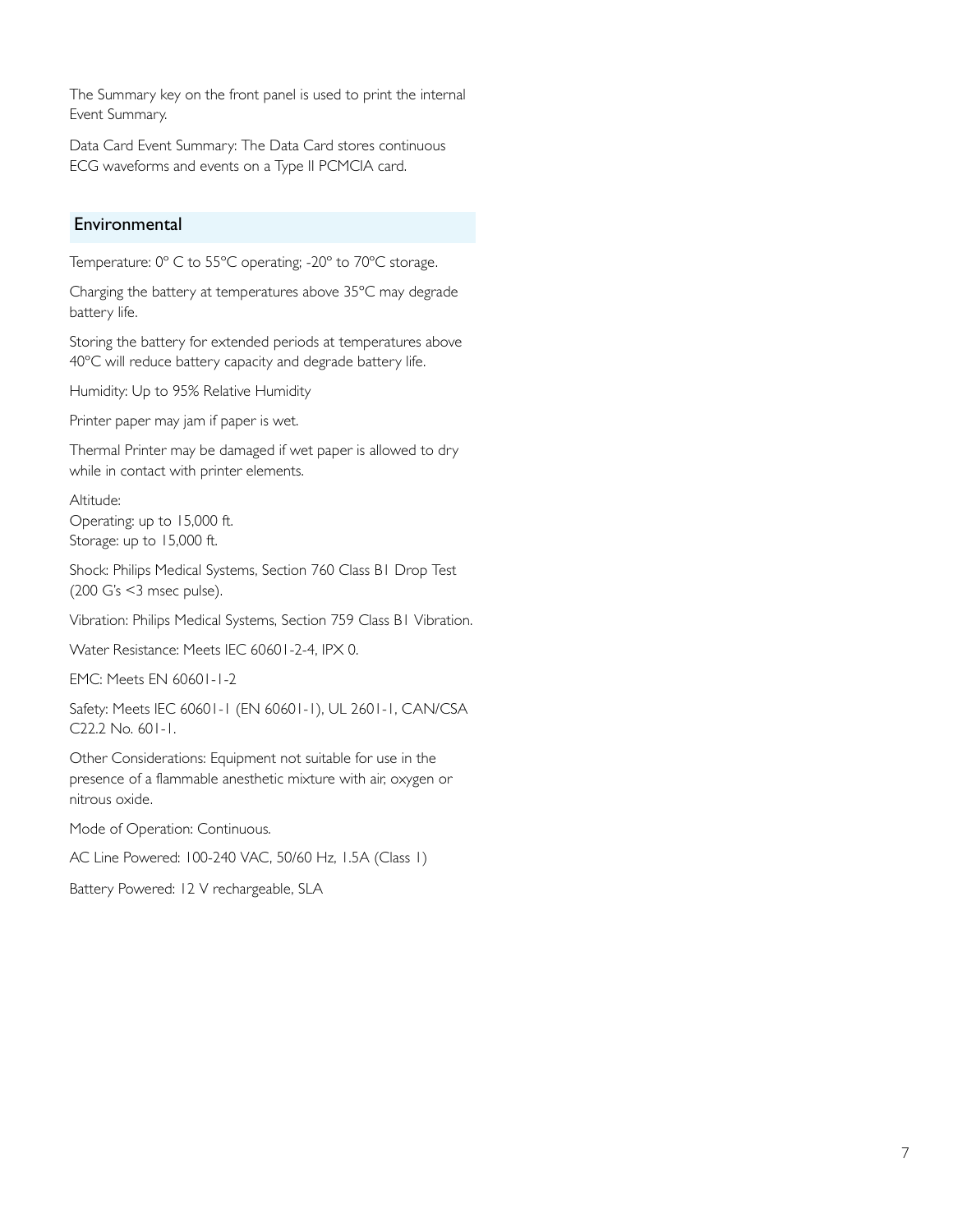The Summary key on the front panel is used to print the internal Event Summary.

Data Card Event Summary: The Data Card stores continuous ECG waveforms and events on a Type II PCMCIA card.

## Environmental

Temperature: 0° C to 55°C operating; -20° to 70°C storage.

Charging the battery at temperatures above 35°C may degrade battery life.

Storing the battery for extended periods at temperatures above 40°C will reduce battery capacity and degrade battery life.

Humidity: Up to 95% Relative Humidity

Printer paper may jam if paper is wet.

Thermal Printer may be damaged if wet paper is allowed to dry while in contact with printer elements.

Altitude:
Operating: up to 15,000 ft.
Storage: up to 15,000 ft.

Shock: Philips Medical Systems, Section 760 Class B1 Drop Test (200 G's <3 msec pulse).

Vibration: Philips Medical Systems, Section 759 Class B1 Vibration.

Water Resistance: Meets IEC 60601-2-4, IPX 0.

EMC: Meets EN 60601-1-2

Safety: Meets IEC 60601-1 (EN 60601-1), UL 2601-1, CAN/CSA C22.2 No. 601-1.

Other Considerations: Equipment not suitable for use in the presence of a flammable anesthetic mixture with air, oxygen or nitrous oxide.

Mode of Operation: Continuous.

AC Line Powered: 100-240 VAC, 50/60 Hz, 1.5A (Class 1)

Battery Powered: 12 V rechargeable, SLA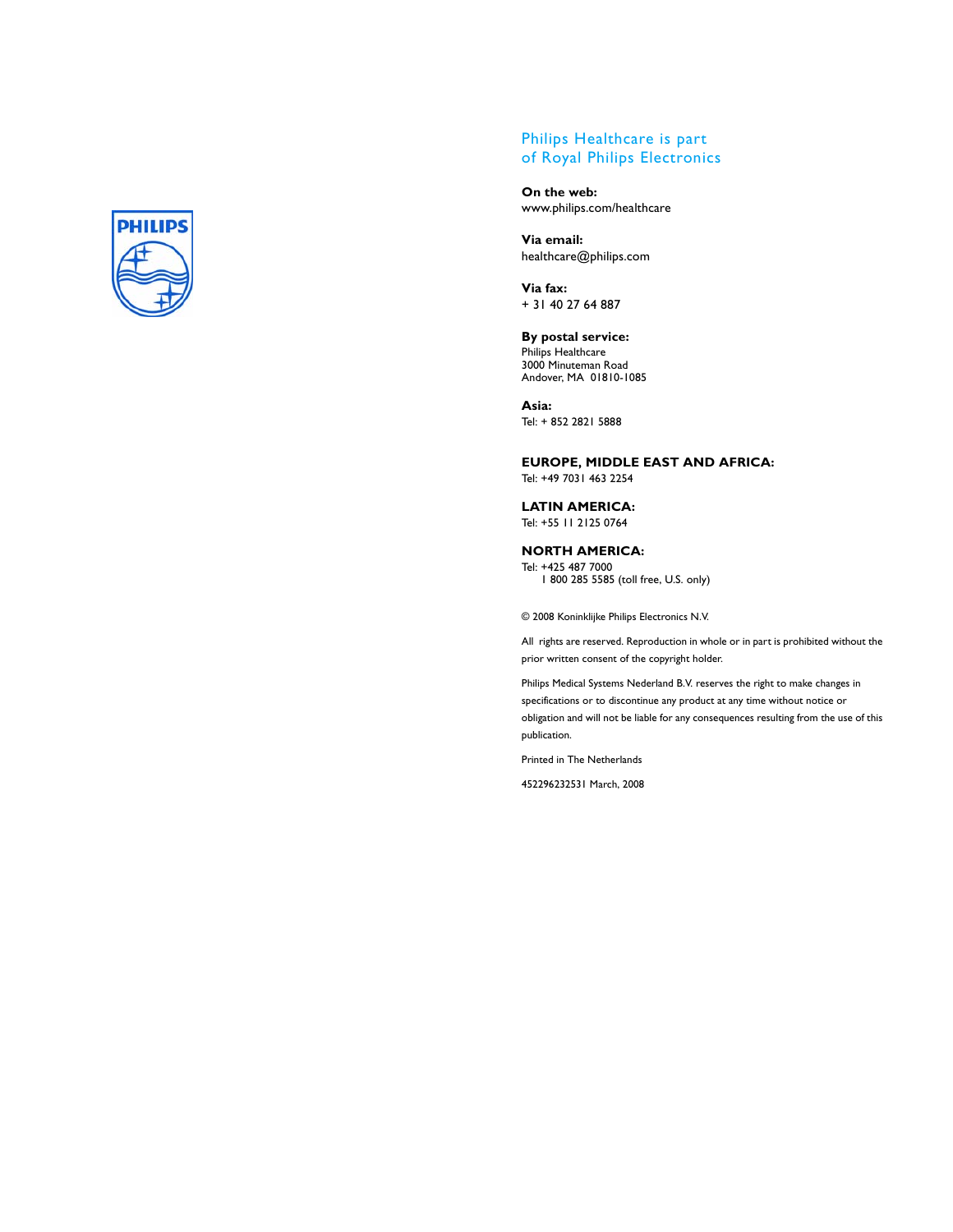## Philips Healthcare is part of Royal Philips Electronics

**On the web:**
www.philips.com/healthcare

**Via email:**
healthcare@philips.com

**Via fax:**
+ 31 40 27 64 887

**By postal service:**
Philips Healthcare
3000 Minuteman Road
Andover, MA 01810-1085

**Asia:**
Tel: + 852 2821 5888

**EUROPE, MIDDLE EAST AND AFRICA:**
Tel: +49 7031 463 2254

**LATIN AMERICA:**
Tel: +55 11 2125 0764

**NORTH AMERICA:**
Tel: +425 487 7000
1 800 285 5585 (toll free, U.S. only)

© 2008 Koninklijke Philips Electronics N.V.

All rights are reserved. Reproduction in whole or in part is prohibited without the prior written consent of the copyright holder.

Philips Medical Systems Nederland B.V. reserves the right to make changes in specifications or to discontinue any product at any time without notice or obligation and will not be liable for any consequences resulting from the use of this publication.

Printed in The Netherlands

452296232531 March, 2008